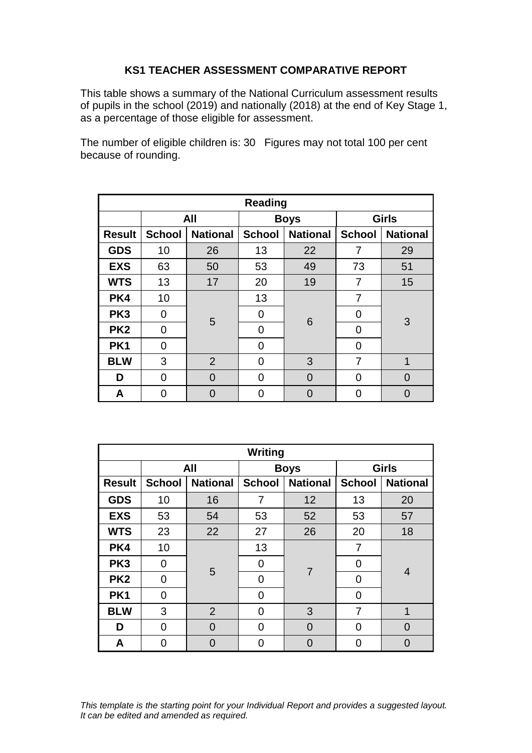**KS1 TEACHER ASSESSMENT COMPARATIVE REPORT**

This table shows a summary of the National Curriculum assessment results of pupils in the school (2019) and nationally (2018) at the end of Key Stage 1, as a percentage of those eligible for assessment.

The number of eligible children is: 30   Figures may not total 100 per cent because of rounding.

| Reading | | | | | | |
|---|---|---|---|---|---|---|
| | All | | Boys | | Girls | |
| **Result** | **School** | **National** | **School** | **National** | **School** | **National** |
| **GDS** | 10 | 26 | 13 | 22 | 7 | 29 |
| **EXS** | 63 | 50 | 53 | 49 | 73 | 51 |
| **WTS** | 13 | 17 | 20 | 19 | 7 | 15 |
| **PK4** | 10 | 5 | 13 | 6 | 7 | 3 |
| **PK3** | 0 | | 0 | | 0 | |
| **PK2** | 0 | | 0 | | 0 | |
| **PK1** | 0 | | 0 | | 0 | |
| **BLW** | 3 | 2 | 0 | 3 | 7 | 1 |
| **D** | 0 | 0 | 0 | 0 | 0 | 0 |
| **A** | 0 | 0 | 0 | 0 | 0 | 0 |

| Writing | | | | | | |
|---|---|---|---|---|---|---|
| | All | | Boys | | Girls | |
| **Result** | **School** | **National** | **School** | **National** | **School** | **National** |
| **GDS** | 10 | 16 | 7 | 12 | 13 | 20 |
| **EXS** | 53 | 54 | 53 | 52 | 53 | 57 |
| **WTS** | 23 | 22 | 27 | 26 | 20 | 18 |
| **PK4** | 10 | 5 | 13 | 7 | 7 | 4 |
| **PK3** | 0 | | 0 | | 0 | |
| **PK2** | 0 | | 0 | | 0 | |
| **PK1** | 0 | | 0 | | 0 | |
| **BLW** | 3 | 2 | 0 | 3 | 7 | 1 |
| **D** | 0 | 0 | 0 | 0 | 0 | 0 |
| **A** | 0 | 0 | 0 | 0 | 0 | 0 |

*This template is the starting point for your Individual Report and provides a suggested layout. It can be edited and amended as required.*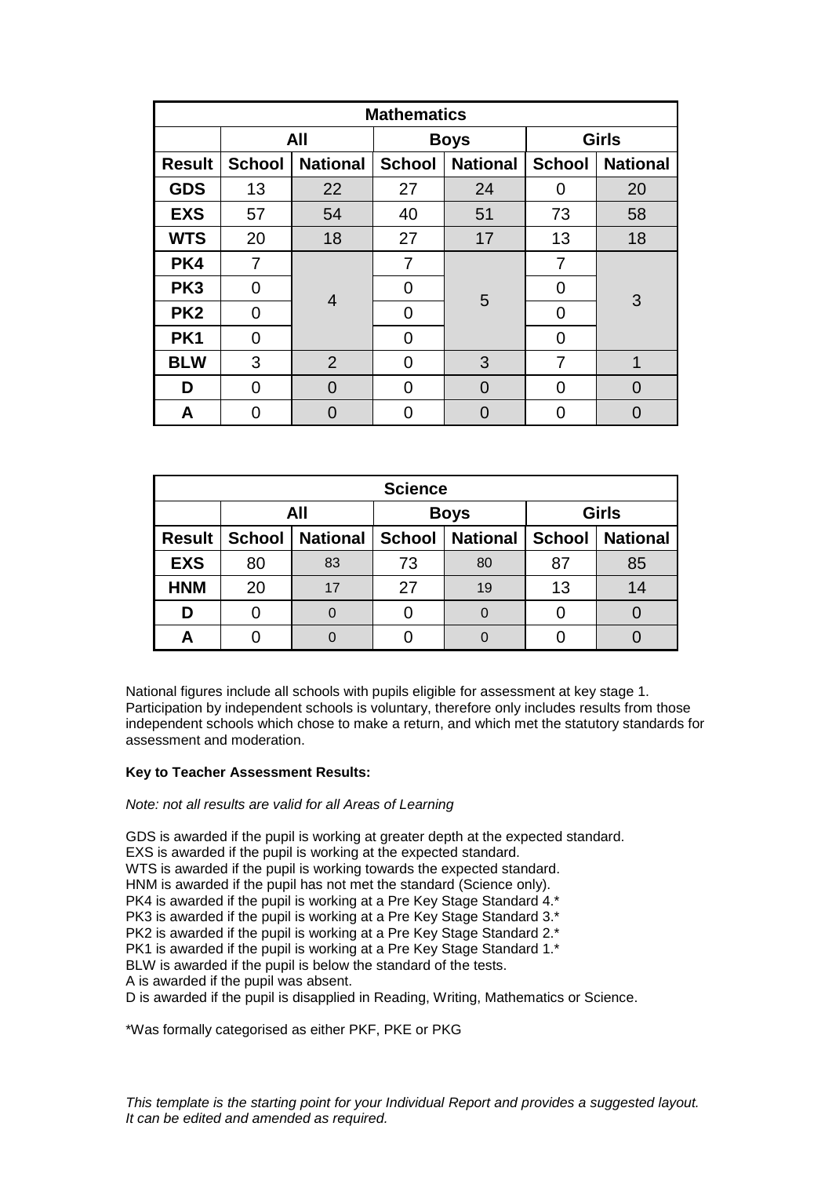| Mathematics | | | | | | |
|---|---|---|---|---|---|---|
| | All | | Boys | | Girls | |
| Result | School | National | School | National | School | National |
| GDS | 13 | 22 | 27 | 24 | 0 | 20 |
| EXS | 57 | 54 | 40 | 51 | 73 | 58 |
| WTS | 20 | 18 | 27 | 17 | 13 | 18 |
| PK4 | 7 | 4 | 7 | 5 | 7 | 3 |
| PK3 | 0 | | 0 | | 0 | |
| PK2 | 0 | | 0 | | 0 | |
| PK1 | 0 | | 0 | | 0 | |
| BLW | 3 | 2 | 0 | 3 | 7 | 1 |
| D | 0 | 0 | 0 | 0 | 0 | 0 |
| A | 0 | 0 | 0 | 0 | 0 | 0 |

| Science | | | | | | |
|---|---|---|---|---|---|---|
| | All | | Boys | | Girls | |
| Result | School | National | School | National | School | National |
| EXS | 80 | 83 | 73 | 80 | 87 | 85 |
| HNM | 20 | 17 | 27 | 19 | 13 | 14 |
| D | 0 | 0 | 0 | 0 | 0 | 0 |
| A | 0 | 0 | 0 | 0 | 0 | 0 |

National figures include all schools with pupils eligible for assessment at key stage 1. Participation by independent schools is voluntary, therefore only includes results from those independent schools which chose to make a return, and which met the statutory standards for assessment and moderation.

**Key to Teacher Assessment Results:**

*Note: not all results are valid for all Areas of Learning*

GDS is awarded if the pupil is working at greater depth at the expected standard.
EXS is awarded if the pupil is working at the expected standard.
WTS is awarded if the pupil is working towards the expected standard.
HNM is awarded if the pupil has not met the standard (Science only).
PK4 is awarded if the pupil is working at a Pre Key Stage Standard 4.*
PK3 is awarded if the pupil is working at a Pre Key Stage Standard 3.*
PK2 is awarded if the pupil is working at a Pre Key Stage Standard 2.*
PK1 is awarded if the pupil is working at a Pre Key Stage Standard 1.*
BLW is awarded if the pupil is below the standard of the tests.
A is awarded if the pupil was absent.
D is awarded if the pupil is disapplied in Reading, Writing, Mathematics or Science.

*Was formally categorised as either PKF, PKE or PKG

*This template is the starting point for your Individual Report and provides a suggested layout. It can be edited and amended as required.*